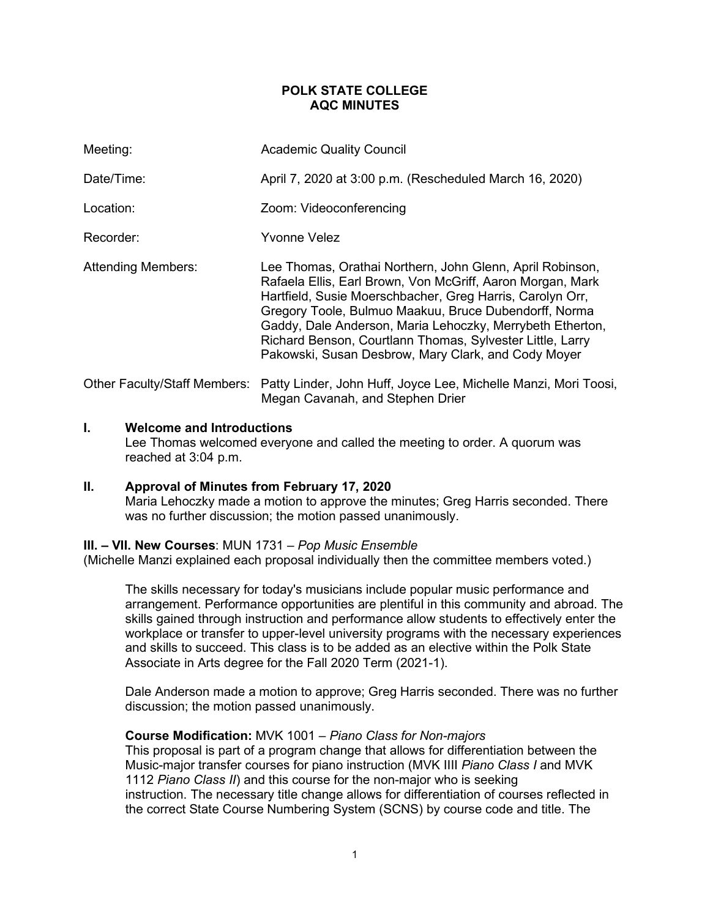# POLK STATE COLLEGE
# AQC MINUTES

| | |
|---|---|
| Meeting: | Academic Quality Council |
| Date/Time: | April 7, 2020 at 3:00 p.m. (Rescheduled March 16, 2020) |
| Location: | Zoom: Videoconferencing |
| Recorder: | Yvonne Velez |
| Attending Members: | Lee Thomas, Orathai Northern, John Glenn, April Robinson, Rafaela Ellis, Earl Brown, Von McGriff, Aaron Morgan, Mark Hartfield, Susie Moerschbacher, Greg Harris, Carolyn Orr, Gregory Toole, Bulmuo Maakuu, Bruce Dubendorff, Norma Gaddy, Dale Anderson, Maria Lehoczky, Merrybeth Etherton, Richard Benson, Courtlann Thomas, Sylvester Little, Larry Pakowski, Susan Desbrow, Mary Clark, and Cody Moyer |
| Other Faculty/Staff Members: | Patty Linder, John Huff, Joyce Lee, Michelle Manzi, Mori Toosi, Megan Cavanah, and Stephen Drier |

## I. Welcome and Introductions

Lee Thomas welcomed everyone and called the meeting to order. A quorum was reached at 3:04 p.m.

## II. Approval of Minutes from February 17, 2020

Maria Lehoczky made a motion to approve the minutes; Greg Harris seconded. There was no further discussion; the motion passed unanimously.

**III. – VII. New Courses**: MUN 1731 – *Pop Music Ensemble*
(Michelle Manzi explained each proposal individually then the committee members voted.)

The skills necessary for today's musicians include popular music performance and arrangement. Performance opportunities are plentiful in this community and abroad. The skills gained through instruction and performance allow students to effectively enter the workplace or transfer to upper-level university programs with the necessary experiences and skills to succeed. This class is to be added as an elective within the Polk State Associate in Arts degree for the Fall 2020 Term (2021-1).

Dale Anderson made a motion to approve; Greg Harris seconded. There was no further discussion; the motion passed unanimously.

**Course Modification:** MVK 1001 – *Piano Class for Non-majors*
This proposal is part of a program change that allows for differentiation between the Music-major transfer courses for piano instruction (MVK IIII *Piano Class I* and MVK 1112 *Piano Class II*) and this course for the non-major who is seeking instruction. The necessary title change allows for differentiation of courses reflected in the correct State Course Numbering System (SCNS) by course code and title. The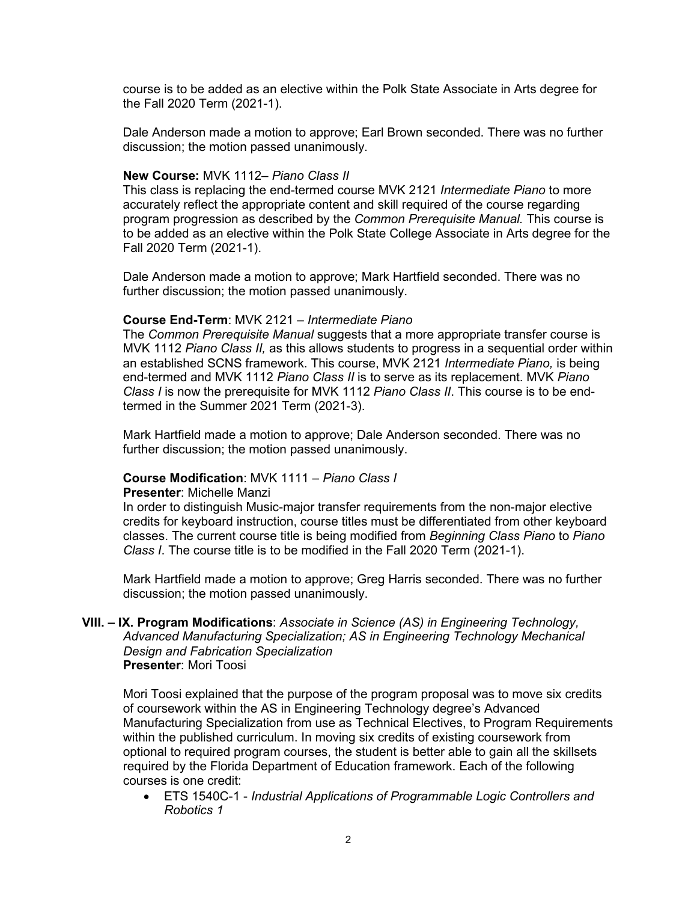course is to be added as an elective within the Polk State Associate in Arts degree for the Fall 2020 Term (2021-1).

Dale Anderson made a motion to approve; Earl Brown seconded. There was no further discussion; the motion passed unanimously.

**New Course:** MVK 1112– *Piano Class II*
This class is replacing the end-termed course MVK 2121 *Intermediate Piano* to more accurately reflect the appropriate content and skill required of the course regarding program progression as described by the *Common Prerequisite Manual.* This course is to be added as an elective within the Polk State College Associate in Arts degree for the Fall 2020 Term (2021-1).

Dale Anderson made a motion to approve; Mark Hartfield seconded. There was no further discussion; the motion passed unanimously.

**Course End-Term**: MVK 2121 – *Intermediate Piano*
The *Common Prerequisite Manual* suggests that a more appropriate transfer course is MVK 1112 *Piano Class II,* as this allows students to progress in a sequential order within an established SCNS framework. This course, MVK 2121 *Intermediate Piano,* is being end-termed and MVK 1112 *Piano Class II* is to serve as its replacement. MVK *Piano Class I* is now the prerequisite for MVK 1112 *Piano Class II*. This course is to be end-termed in the Summer 2021 Term (2021-3).

Mark Hartfield made a motion to approve; Dale Anderson seconded. There was no further discussion; the motion passed unanimously.

**Course Modification**: MVK 1111 – *Piano Class I*
**Presenter**: Michelle Manzi
In order to distinguish Music-major transfer requirements from the non-major elective credits for keyboard instruction, course titles must be differentiated from other keyboard classes. The current course title is being modified from *Beginning Class Piano* to *Piano Class I*. The course title is to be modified in the Fall 2020 Term (2021-1).

Mark Hartfield made a motion to approve; Greg Harris seconded. There was no further discussion; the motion passed unanimously.

**VIII. – IX. Program Modifications**: *Associate in Science (AS) in Engineering Technology, Advanced Manufacturing Specialization; AS in Engineering Technology Mechanical Design and Fabrication Specialization*
**Presenter**: Mori Toosi

Mori Toosi explained that the purpose of the program proposal was to move six credits of coursework within the AS in Engineering Technology degree's Advanced Manufacturing Specialization from use as Technical Electives, to Program Requirements within the published curriculum. In moving six credits of existing coursework from optional to required program courses, the student is better able to gain all the skillsets required by the Florida Department of Education framework. Each of the following courses is one credit:

- ETS 1540C-1 - *Industrial Applications of Programmable Logic Controllers and Robotics 1*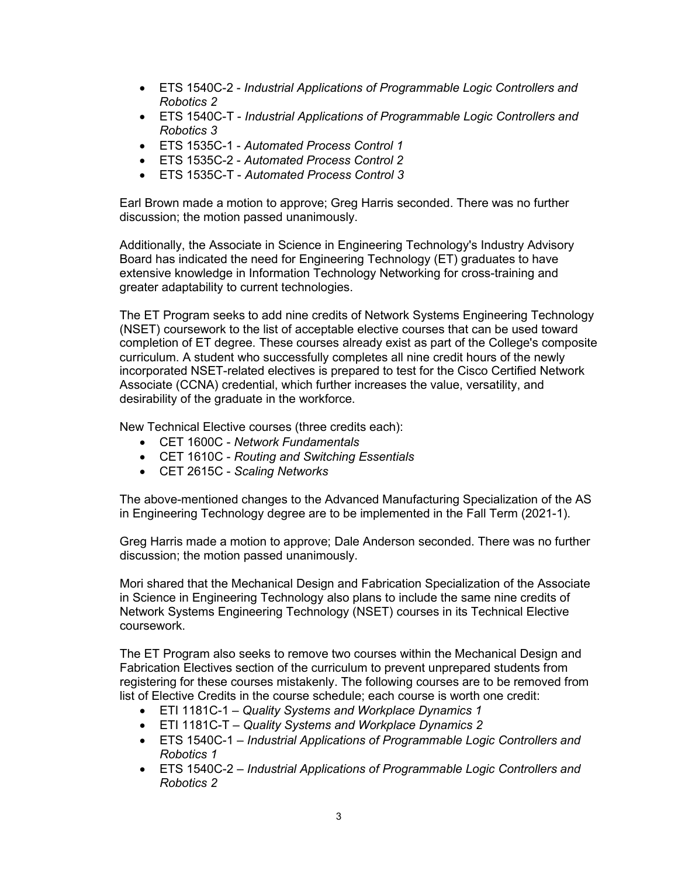- ETS 1540C-2 - *Industrial Applications of Programmable Logic Controllers and Robotics 2*
- ETS 1540C-T - *Industrial Applications of Programmable Logic Controllers and Robotics 3*
- ETS 1535C-1 - *Automated Process Control 1*
- ETS 1535C-2 - *Automated Process Control 2*
- ETS 1535C-T - *Automated Process Control 3*

Earl Brown made a motion to approve; Greg Harris seconded. There was no further discussion; the motion passed unanimously.

Additionally, the Associate in Science in Engineering Technology's Industry Advisory Board has indicated the need for Engineering Technology (ET) graduates to have extensive knowledge in Information Technology Networking for cross-training and greater adaptability to current technologies.

The ET Program seeks to add nine credits of Network Systems Engineering Technology (NSET) coursework to the list of acceptable elective courses that can be used toward completion of ET degree. These courses already exist as part of the College's composite curriculum. A student who successfully completes all nine credit hours of the newly incorporated NSET-related electives is prepared to test for the Cisco Certified Network Associate (CCNA) credential, which further increases the value, versatility, and desirability of the graduate in the workforce.

New Technical Elective courses (three credits each):

- CET 1600C - *Network Fundamentals*
- CET 1610C - *Routing and Switching Essentials*
- CET 2615C - *Scaling Networks*

The above-mentioned changes to the Advanced Manufacturing Specialization of the AS in Engineering Technology degree are to be implemented in the Fall Term (2021-1).

Greg Harris made a motion to approve; Dale Anderson seconded. There was no further discussion; the motion passed unanimously.

Mori shared that the Mechanical Design and Fabrication Specialization of the Associate in Science in Engineering Technology also plans to include the same nine credits of Network Systems Engineering Technology (NSET) courses in its Technical Elective coursework.

The ET Program also seeks to remove two courses within the Mechanical Design and Fabrication Electives section of the curriculum to prevent unprepared students from registering for these courses mistakenly. The following courses are to be removed from list of Elective Credits in the course schedule; each course is worth one credit:

- ETI 1181C-1 – *Quality Systems and Workplace Dynamics 1*
- ETI 1181C-T – *Quality Systems and Workplace Dynamics 2*
- ETS 1540C-1 – *Industrial Applications of Programmable Logic Controllers and Robotics 1*
- ETS 1540C-2 – *Industrial Applications of Programmable Logic Controllers and Robotics 2*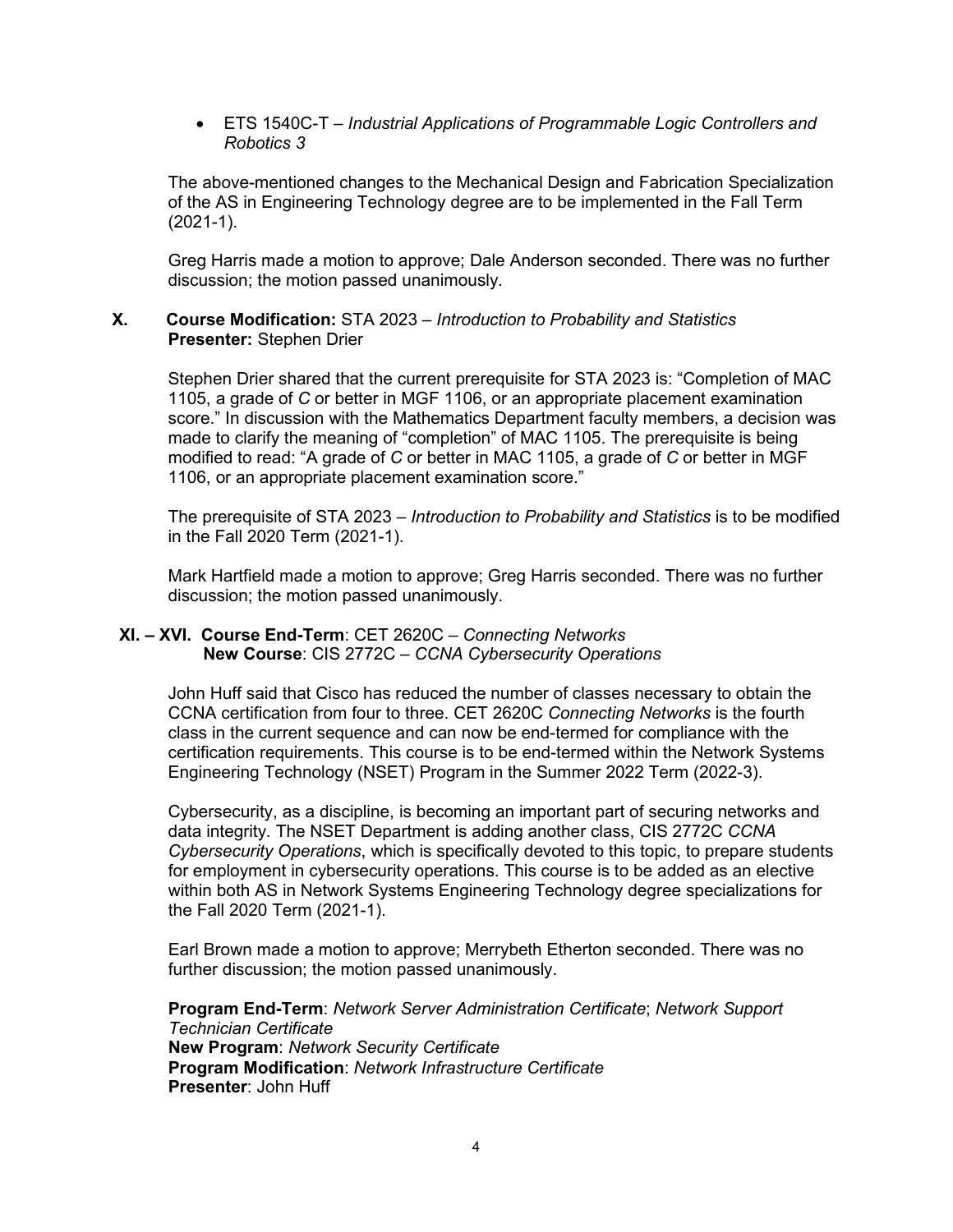- ETS 1540C-T – *Industrial Applications of Programmable Logic Controllers and Robotics 3*

The above-mentioned changes to the Mechanical Design and Fabrication Specialization of the AS in Engineering Technology degree are to be implemented in the Fall Term (2021-1).

Greg Harris made a motion to approve; Dale Anderson seconded. There was no further discussion; the motion passed unanimously.

**X. Course Modification:** STA 2023 – *Introduction to Probability and Statistics*
**Presenter:** Stephen Drier

Stephen Drier shared that the current prerequisite for STA 2023 is: "Completion of MAC 1105, a grade of *C* or better in MGF 1106, or an appropriate placement examination score." In discussion with the Mathematics Department faculty members, a decision was made to clarify the meaning of "completion" of MAC 1105. The prerequisite is being modified to read: "A grade of *C* or better in MAC 1105, a grade of *C* or better in MGF 1106, or an appropriate placement examination score."

The prerequisite of STA 2023 – *Introduction to Probability and Statistics* is to be modified in the Fall 2020 Term (2021-1).

Mark Hartfield made a motion to approve; Greg Harris seconded. There was no further discussion; the motion passed unanimously.

**XI. – XVI. Course End-Term**: CET 2620C – *Connecting Networks*
**New Course**: CIS 2772C – *CCNA Cybersecurity Operations*

John Huff said that Cisco has reduced the number of classes necessary to obtain the CCNA certification from four to three. CET 2620C *Connecting Networks* is the fourth class in the current sequence and can now be end-termed for compliance with the certification requirements. This course is to be end-termed within the Network Systems Engineering Technology (NSET) Program in the Summer 2022 Term (2022-3).

Cybersecurity, as a discipline, is becoming an important part of securing networks and data integrity. The NSET Department is adding another class, CIS 2772C *CCNA Cybersecurity Operations*, which is specifically devoted to this topic, to prepare students for employment in cybersecurity operations. This course is to be added as an elective within both AS in Network Systems Engineering Technology degree specializations for the Fall 2020 Term (2021-1).

Earl Brown made a motion to approve; Merrybeth Etherton seconded. There was no further discussion; the motion passed unanimously.

**Program End-Term**: *Network Server Administration Certificate*; *Network Support Technician Certificate*
**New Program**: *Network Security Certificate*
**Program Modification**: *Network Infrastructure Certificate*
**Presenter**: John Huff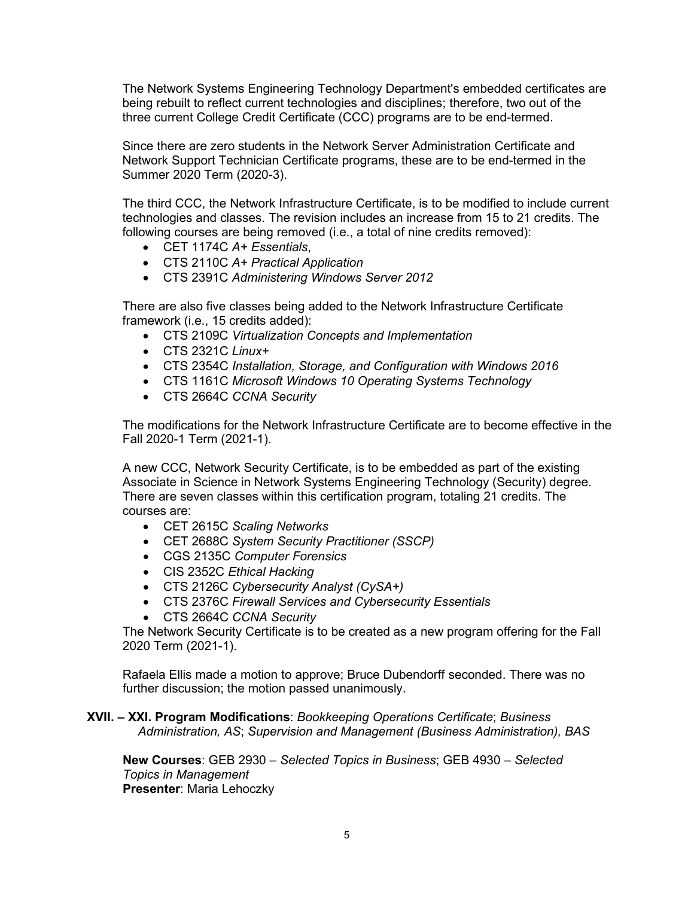The Network Systems Engineering Technology Department's embedded certificates are being rebuilt to reflect current technologies and disciplines; therefore, two out of the three current College Credit Certificate (CCC) programs are to be end-termed.

Since there are zero students in the Network Server Administration Certificate and Network Support Technician Certificate programs, these are to be end-termed in the Summer 2020 Term (2020-3).

The third CCC, the Network Infrastructure Certificate, is to be modified to include current technologies and classes. The revision includes an increase from 15 to 21 credits. The following courses are being removed (i.e., a total of nine credits removed):

- CET 1174C *A+ Essentials*,
- CTS 2110C *A+ Practical Application*
- CTS 2391C *Administering Windows Server 2012*

There are also five classes being added to the Network Infrastructure Certificate framework (i.e., 15 credits added):

- CTS 2109C *Virtualization Concepts and Implementation*
- CTS 2321C *Linux+*
- CTS 2354C *Installation, Storage, and Configuration with Windows 2016*
- CTS 1161C *Microsoft Windows 10 Operating Systems Technology*
- CTS 2664C *CCNA Security*

The modifications for the Network Infrastructure Certificate are to become effective in the Fall 2020-1 Term (2021-1).

A new CCC, Network Security Certificate, is to be embedded as part of the existing Associate in Science in Network Systems Engineering Technology (Security) degree. There are seven classes within this certification program, totaling 21 credits. The courses are:

- CET 2615C *Scaling Networks*
- CET 2688C *System Security Practitioner (SSCP)*
- CGS 2135C *Computer Forensics*
- CIS 2352C *Ethical Hacking*
- CTS 2126C *Cybersecurity Analyst (CySA+)*
- CTS 2376C *Firewall Services and Cybersecurity Essentials*
- CTS 2664C *CCNA Security*

The Network Security Certificate is to be created as a new program offering for the Fall 2020 Term (2021-1).

Rafaela Ellis made a motion to approve; Bruce Dubendorff seconded. There was no further discussion; the motion passed unanimously.

**XVII. – XXI. Program Modifications**: *Bookkeeping Operations Certificate*; *Business Administration, AS*; *Supervision and Management (Business Administration), BAS*

**New Courses**: GEB 2930 – *Selected Topics in Business*; GEB 4930 – *Selected Topics in Management*
**Presenter**: Maria Lehoczky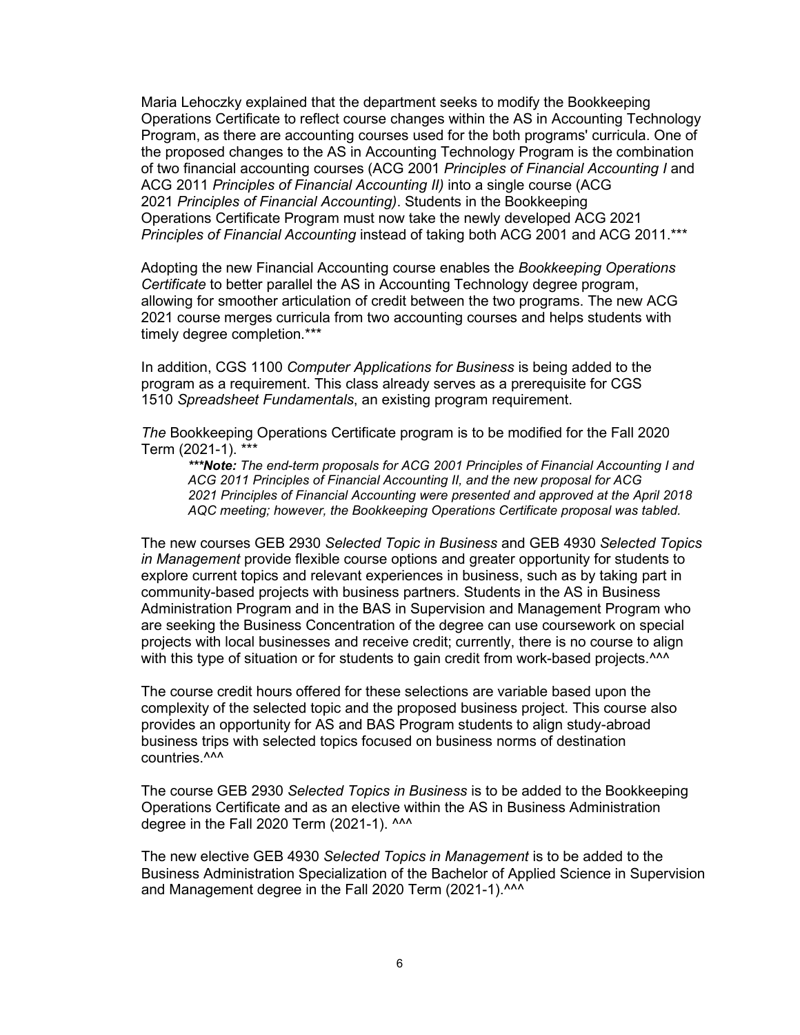Maria Lehoczky explained that the department seeks to modify the Bookkeeping Operations Certificate to reflect course changes within the AS in Accounting Technology Program, as there are accounting courses used for the both programs' curricula. One of the proposed changes to the AS in Accounting Technology Program is the combination of two financial accounting courses (ACG 2001 *Principles of Financial Accounting I* and ACG 2011 *Principles of Financial Accounting II)* into a single course (ACG 2021 *Principles of Financial Accounting)*. Students in the Bookkeeping Operations Certificate Program must now take the newly developed ACG 2021 *Principles of Financial Accounting* instead of taking both ACG 2001 and ACG 2011.***

Adopting the new Financial Accounting course enables the *Bookkeeping Operations Certificate* to better parallel the AS in Accounting Technology degree program, allowing for smoother articulation of credit between the two programs. The new ACG 2021 course merges curricula from two accounting courses and helps students with timely degree completion.***

In addition, CGS 1100 *Computer Applications for Business* is being added to the program as a requirement. This class already serves as a prerequisite for CGS 1510 *Spreadsheet Fundamentals*, an existing program requirement.

*The* Bookkeeping Operations Certificate program is to be modified for the Fall 2020 Term (2021-1). ***

> ***\*\*\*Note:** The end-term proposals for ACG 2001 Principles of Financial Accounting I and ACG 2011 Principles of Financial Accounting II, and the new proposal for ACG 2021 Principles of Financial Accounting were presented and approved at the April 2018 AQC meeting; however, the Bookkeeping Operations Certificate proposal was tabled.*

The new courses GEB 2930 *Selected Topic in Business* and GEB 4930 *Selected Topics in Management* provide flexible course options and greater opportunity for students to explore current topics and relevant experiences in business, such as by taking part in community-based projects with business partners. Students in the AS in Business Administration Program and in the BAS in Supervision and Management Program who are seeking the Business Concentration of the degree can use coursework on special projects with local businesses and receive credit; currently, there is no course to align with this type of situation or for students to gain credit from work-based projects.^^^

The course credit hours offered for these selections are variable based upon the complexity of the selected topic and the proposed business project. This course also provides an opportunity for AS and BAS Program students to align study-abroad business trips with selected topics focused on business norms of destination countries.^^^

The course GEB 2930 *Selected Topics in Business* is to be added to the Bookkeeping Operations Certificate and as an elective within the AS in Business Administration degree in the Fall 2020 Term (2021-1). ^^^

The new elective GEB 4930 *Selected Topics in Management* is to be added to the Business Administration Specialization of the Bachelor of Applied Science in Supervision and Management degree in the Fall 2020 Term (2021-1).^^^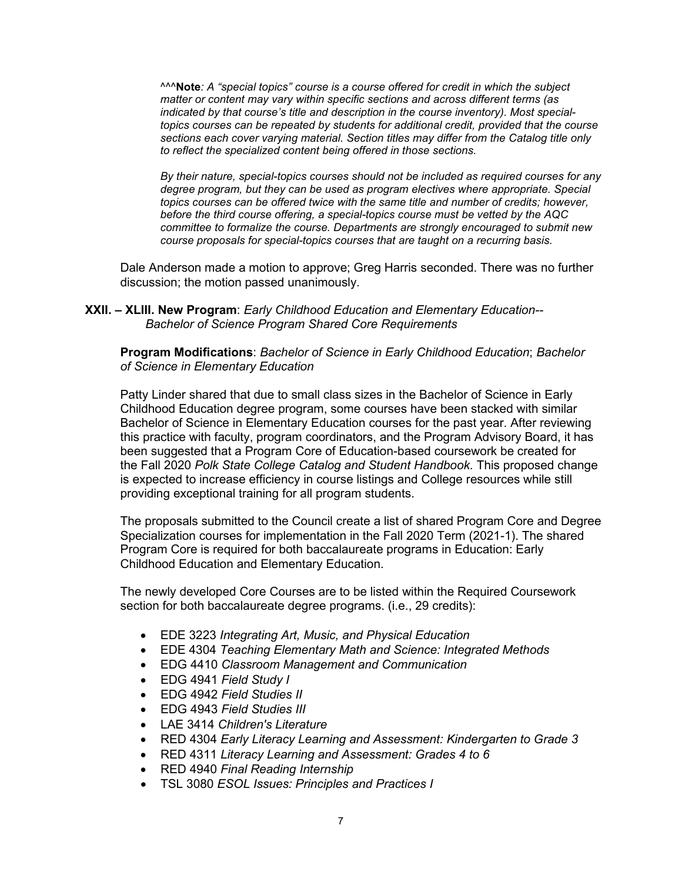^^^**Note**: *A "special topics" course is a course offered for credit in which the subject matter or content may vary within specific sections and across different terms (as indicated by that course's title and description in the course inventory). Most special-topics courses can be repeated by students for additional credit, provided that the course sections each cover varying material. Section titles may differ from the Catalog title only to reflect the specialized content being offered in those sections.*

*By their nature, special-topics courses should not be included as required courses for any degree program, but they can be used as program electives where appropriate. Special topics courses can be offered twice with the same title and number of credits; however, before the third course offering, a special-topics course must be vetted by the AQC committee to formalize the course. Departments are strongly encouraged to submit new course proposals for special-topics courses that are taught on a recurring basis.*

Dale Anderson made a motion to approve; Greg Harris seconded. There was no further discussion; the motion passed unanimously.

**XXII. – XLIII. New Program**: *Early Childhood Education and Elementary Education--Bachelor of Science Program Shared Core Requirements*

**Program Modifications**: *Bachelor of Science in Early Childhood Education*; *Bachelor of Science in Elementary Education*

Patty Linder shared that due to small class sizes in the Bachelor of Science in Early Childhood Education degree program, some courses have been stacked with similar Bachelor of Science in Elementary Education courses for the past year. After reviewing this practice with faculty, program coordinators, and the Program Advisory Board, it has been suggested that a Program Core of Education-based coursework be created for the Fall 2020 *Polk State College Catalog and Student Handbook*. This proposed change is expected to increase efficiency in course listings and College resources while still providing exceptional training for all program students.

The proposals submitted to the Council create a list of shared Program Core and Degree Specialization courses for implementation in the Fall 2020 Term (2021-1). The shared Program Core is required for both baccalaureate programs in Education: Early Childhood Education and Elementary Education.

The newly developed Core Courses are to be listed within the Required Coursework section for both baccalaureate degree programs. (i.e., 29 credits):

- EDE 3223 *Integrating Art, Music, and Physical Education*
- EDE 4304 *Teaching Elementary Math and Science: Integrated Methods*
- EDG 4410 *Classroom Management and Communication*
- EDG 4941 *Field Study I*
- EDG 4942 *Field Studies II*
- EDG 4943 *Field Studies III*
- LAE 3414 *Children's Literature*
- RED 4304 *Early Literacy Learning and Assessment: Kindergarten to Grade 3*
- RED 4311 *Literacy Learning and Assessment: Grades 4 to 6*
- RED 4940 *Final Reading Internship*
- TSL 3080 *ESOL Issues: Principles and Practices I*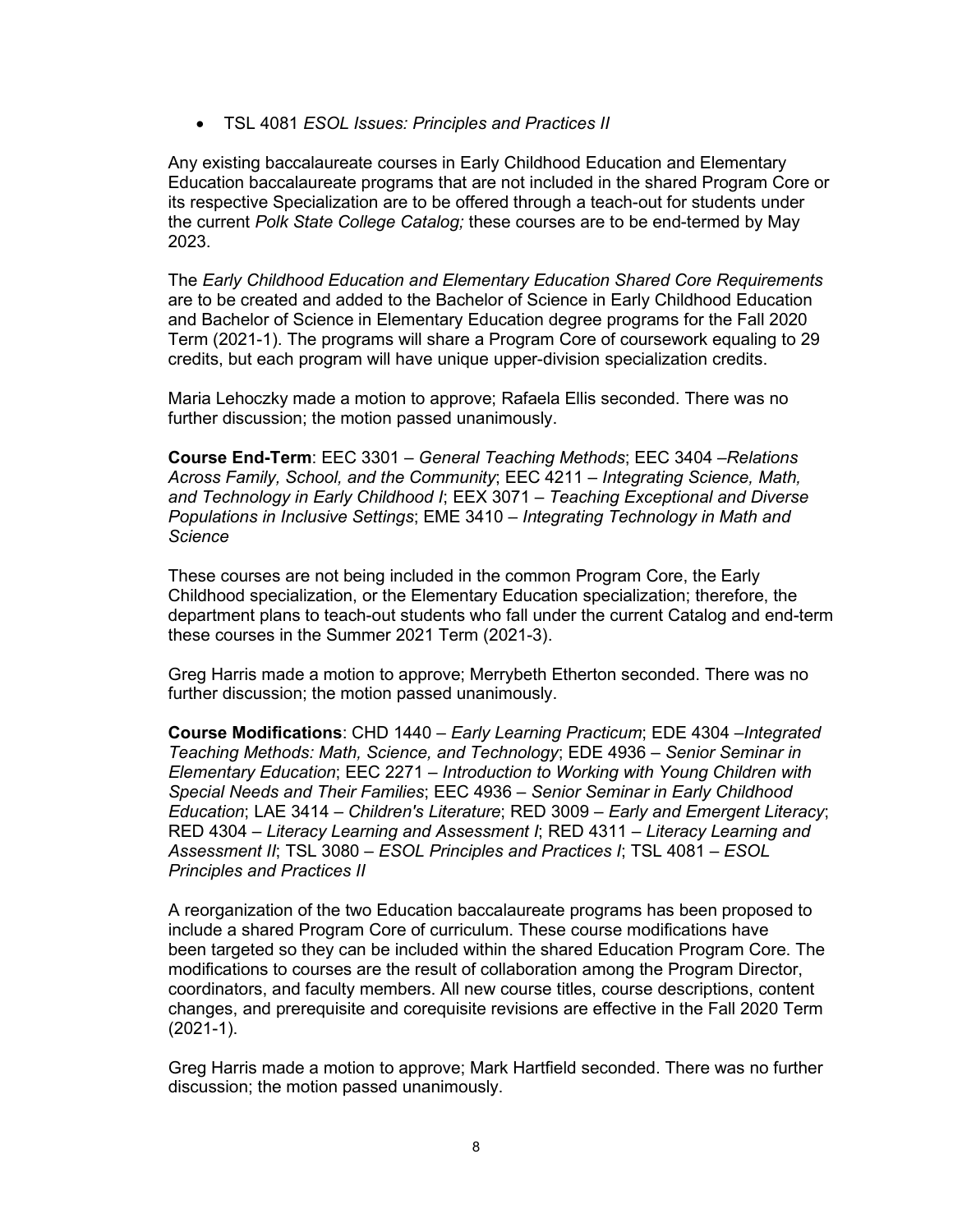- TSL 4081 *ESOL Issues: Principles and Practices II*

Any existing baccalaureate courses in Early Childhood Education and Elementary Education baccalaureate programs that are not included in the shared Program Core or its respective Specialization are to be offered through a teach-out for students under the current *Polk State College Catalog;* these courses are to be end-termed by May 2023.

The *Early Childhood Education and Elementary Education Shared Core Requirements* are to be created and added to the Bachelor of Science in Early Childhood Education and Bachelor of Science in Elementary Education degree programs for the Fall 2020 Term (2021-1). The programs will share a Program Core of coursework equaling to 29 credits, but each program will have unique upper-division specialization credits.

Maria Lehoczky made a motion to approve; Rafaela Ellis seconded. There was no further discussion; the motion passed unanimously.

**Course End-Term**: EEC 3301 – *General Teaching Methods*; EEC 3404 –*Relations Across Family, School, and the Community*; EEC 4211 – *Integrating Science, Math, and Technology in Early Childhood I*; EEX 3071 – *Teaching Exceptional and Diverse Populations in Inclusive Settings*; EME 3410 – *Integrating Technology in Math and Science*

These courses are not being included in the common Program Core, the Early Childhood specialization, or the Elementary Education specialization; therefore, the department plans to teach-out students who fall under the current Catalog and end-term these courses in the Summer 2021 Term (2021-3).

Greg Harris made a motion to approve; Merrybeth Etherton seconded. There was no further discussion; the motion passed unanimously.

**Course Modifications**: CHD 1440 – *Early Learning Practicum*; EDE 4304 –*Integrated Teaching Methods: Math, Science, and Technology*; EDE 4936 – *Senior Seminar in Elementary Education*; EEC 2271 – *Introduction to Working with Young Children with Special Needs and Their Families*; EEC 4936 – *Senior Seminar in Early Childhood Education*; LAE 3414 – *Children's Literature*; RED 3009 – *Early and Emergent Literacy*; RED 4304 – *Literacy Learning and Assessment I*; RED 4311 – *Literacy Learning and Assessment II*; TSL 3080 – *ESOL Principles and Practices I*; TSL 4081 – *ESOL Principles and Practices II*

A reorganization of the two Education baccalaureate programs has been proposed to include a shared Program Core of curriculum. These course modifications have been targeted so they can be included within the shared Education Program Core. The modifications to courses are the result of collaboration among the Program Director, coordinators, and faculty members. All new course titles, course descriptions, content changes, and prerequisite and corequisite revisions are effective in the Fall 2020 Term (2021-1).

Greg Harris made a motion to approve; Mark Hartfield seconded. There was no further discussion; the motion passed unanimously.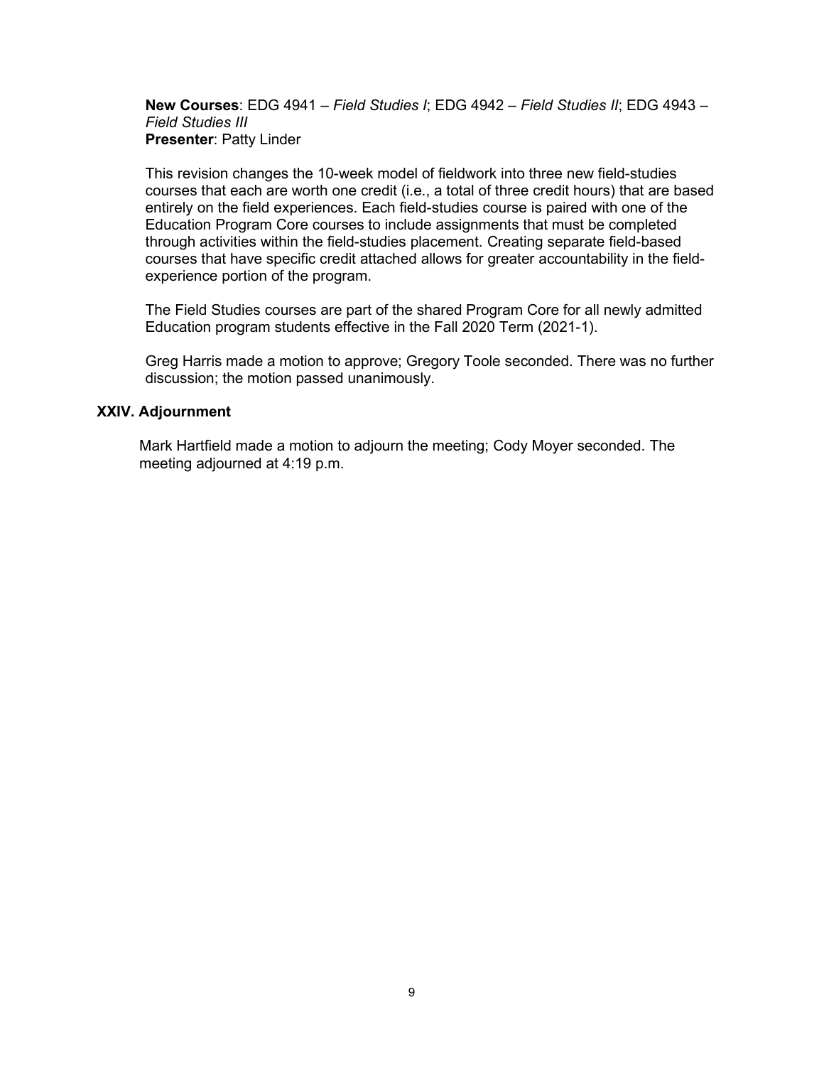**New Courses**: EDG 4941 – *Field Studies I*; EDG 4942 – *Field Studies II*; EDG 4943 – *Field Studies III*
**Presenter**: Patty Linder

This revision changes the 10-week model of fieldwork into three new field-studies courses that each are worth one credit (i.e., a total of three credit hours) that are based entirely on the field experiences. Each field-studies course is paired with one of the Education Program Core courses to include assignments that must be completed through activities within the field-studies placement. Creating separate field-based courses that have specific credit attached allows for greater accountability in the field-experience portion of the program.

The Field Studies courses are part of the shared Program Core for all newly admitted Education program students effective in the Fall 2020 Term (2021-1).

Greg Harris made a motion to approve; Gregory Toole seconded. There was no further discussion; the motion passed unanimously.

## XXIV. Adjournment

Mark Hartfield made a motion to adjourn the meeting; Cody Moyer seconded. The meeting adjourned at 4:19 p.m.